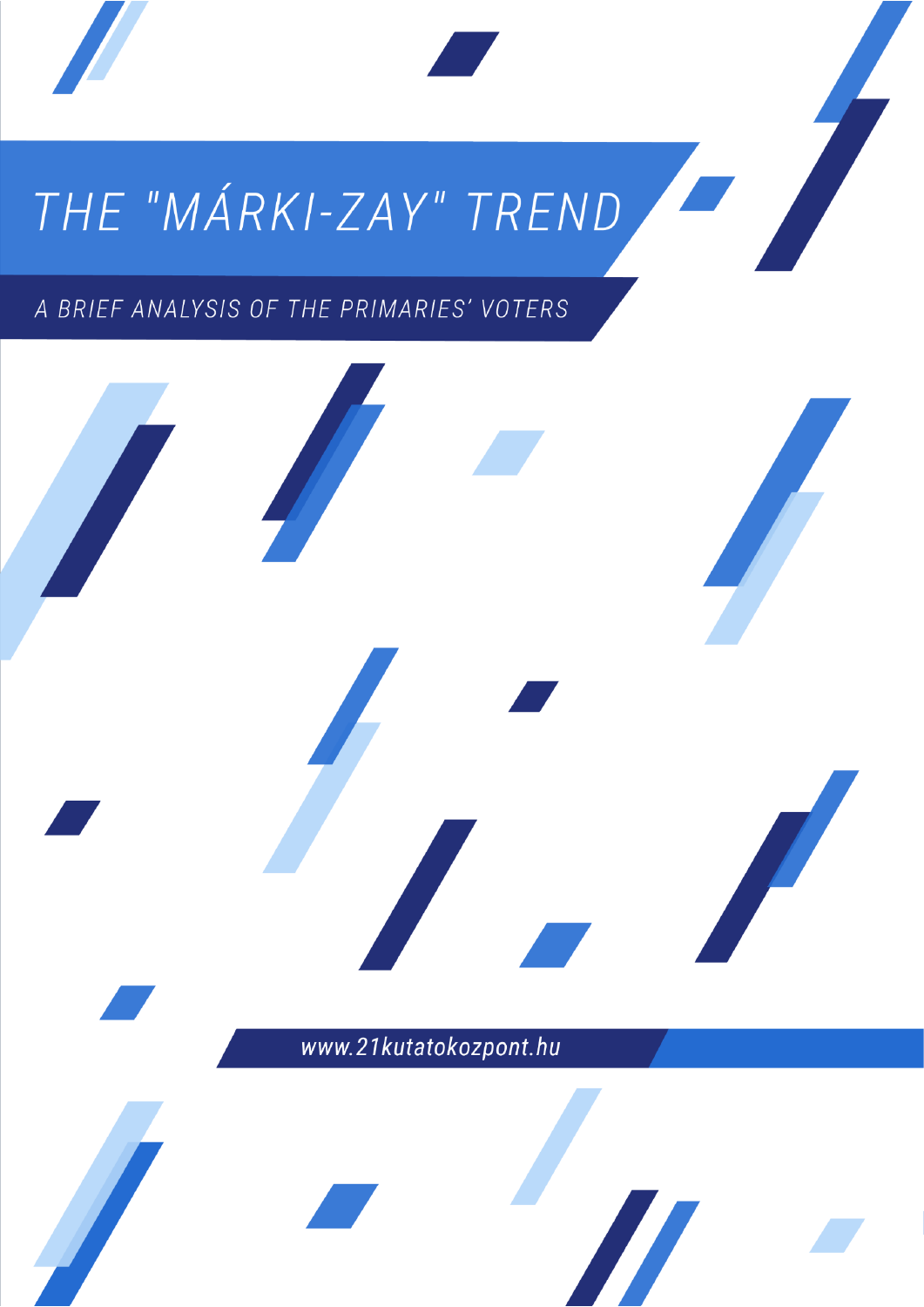# THE "MÁRKI-ZAY" TREND

## A BRIEF ANALYSIS OF THE PRIMARIES' VOTERS

www.21kutatokozpont.hu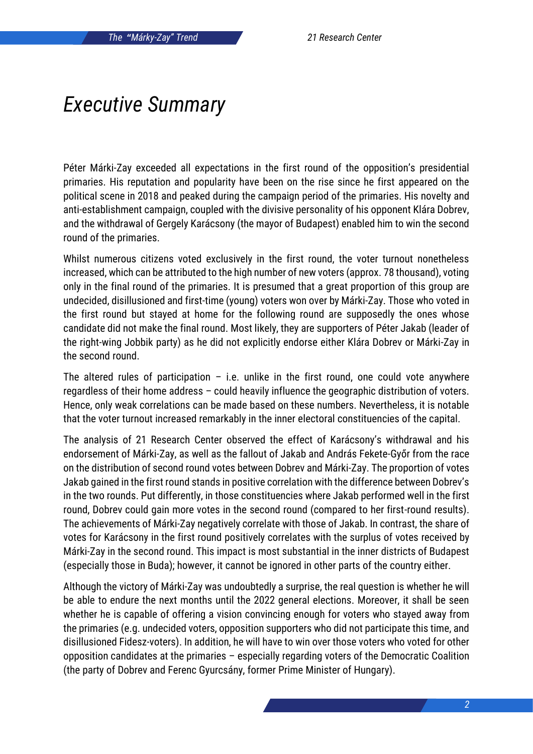# Executive Summary

Péter Márki-Zay exceeded all expectations in the first round of the opposition's presidential primaries. His reputation and popularity have been on the rise since he first appeared on the political scene in 2018 and peaked during the campaign period of the primaries. His novelty and anti-establishment campaign, coupled with the divisive personality of his opponent Klára Dobrev, and the withdrawal of Gergely Karácsony (the mayor of Budapest) enabled him to win the second round of the primaries.

Whilst numerous citizens voted exclusively in the first round, the voter turnout nonetheless increased, which can be attributed to the high number of new voters (approx. 78 thousand), voting only in the final round of the primaries. It is presumed that a great proportion of this group are undecided, disillusioned and first-time (young) voters won over by Márki-Zay. Those who voted in the first round but stayed at home for the following round are supposedly the ones whose candidate did not make the final round. Most likely, they are supporters of Péter Jakab (leader of the right-wing Jobbik party) as he did not explicitly endorse either Klára Dobrev or Márki-Zay in the second round.

The altered rules of participation – i.e. unlike in the first round, one could vote anywhere regardless of their home address – could heavily influence the geographic distribution of voters. Hence, only weak correlations can be made based on these numbers. Nevertheless, it is notable that the voter turnout increased remarkably in the inner electoral constituencies of the capital.

The analysis of 21 Research Center observed the effect of Karácsony's withdrawal and his endorsement of Márki-Zay, as well as the fallout of Jakab and András Fekete-Győr from the race on the distribution of second round votes between Dobrev and Márki-Zay. The proportion of votes Jakab gained in the first round stands in positive correlation with the difference between Dobrev's in the two rounds. Put differently, in those constituencies where Jakab performed well in the first round, Dobrev could gain more votes in the second round (compared to her first-round results). The achievements of Márki-Zay negatively correlate with those of Jakab. In contrast, the share of votes for Karácsony in the first round positively correlates with the surplus of votes received by Márki-Zay in the second round. This impact is most substantial in the inner districts of Budapest (especially those in Buda); however, it cannot be ignored in other parts of the country either.

Although the victory of Márki-Zay was undoubtedly a surprise, the real question is whether he will be able to endure the next months until the 2022 general elections. Moreover, it shall be seen whether he is capable of offering a vision convincing enough for voters who stayed away from the primaries (e.g. undecided voters, opposition supporters who did not participate this time, and disillusioned Fidesz-voters). In addition, he will have to win over those voters who voted for other opposition candidates at the primaries – especially regarding voters of the Democratic Coalition (the party of Dobrev and Ferenc Gyurcsány, former Prime Minister of Hungary).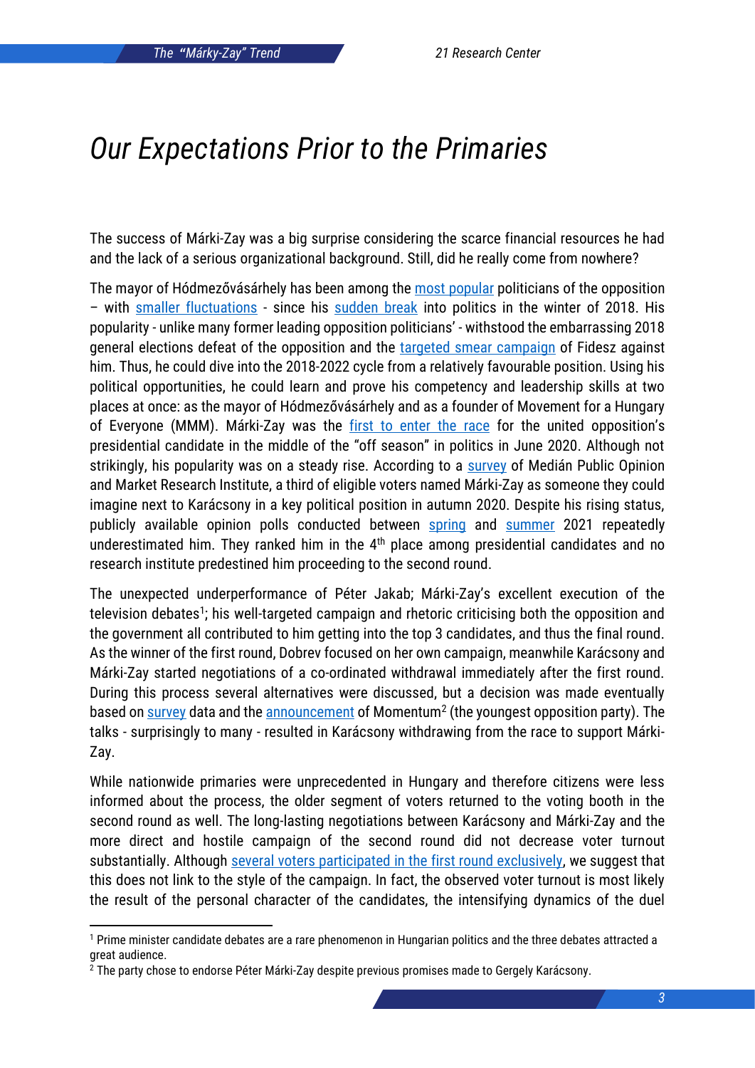# Our Expectations Prior to the Primaries

The success of Márki-Zay was a big surprise considering the scarce financial resources he had and the lack of a serious organizational background. Still, did he really come from nowhere?

The mayor of Hódmezővásárhely has been among the most popular politicians of the opposition – with smaller fluctuations - since his sudden break into politics in the winter of 2018. His popularity - unlike many former leading opposition politicians' - withstood the embarrassing 2018 general elections defeat of the opposition and the targeted smear campaign of Fidesz against him. Thus, he could dive into the 2018-2022 cycle from a relatively favourable position. Using his political opportunities, he could learn and prove his competency and leadership skills at two places at once: as the mayor of Hódmezővásárhely and as a founder of Movement for a Hungary of Everyone (MMM). Márki-Zay was the first to enter the race for the united opposition's presidential candidate in the middle of the "off season" in politics in June 2020. Although not strikingly, his popularity was on a steady rise. According to a survey of Medián Public Opinion and Market Research Institute, a third of eligible voters named Márki-Zay as someone they could imagine next to Karácsony in a key political position in autumn 2020. Despite his rising status, publicly available opinion polls conducted between spring and summer 2021 repeatedly underestimated him. They ranked him in the 4th place among presidential candidates and no research institute predestined him proceeding to the second round.

The unexpected underperformance of Péter Jakab; Márki-Zay's excellent execution of the television debates[1]; his well-targeted campaign and rhetoric criticising both the opposition and the government all contributed to him getting into the top 3 candidates, and thus the final round. As the winner of the first round, Dobrev focused on her own campaign, meanwhile Karácsony and Márki-Zay started negotiations of a co-ordinated withdrawal immediately after the first round. During this process several alternatives were discussed, but a decision was made eventually based on survey data and the announcement of Momentum[2] (the youngest opposition party). The talks - surprisingly to many - resulted in Karácsony withdrawing from the race to support Márki-Zay.

While nationwide primaries were unprecedented in Hungary and therefore citizens were less informed about the process, the older segment of voters returned to the voting booth in the second round as well. The long-lasting negotiations between Karácsony and Márki-Zay and the more direct and hostile campaign of the second round did not decrease voter turnout substantially. Although several voters participated in the first round exclusively, we suggest that this does not link to the style of the campaign. In fact, the observed voter turnout is most likely the result of the personal character of the candidates, the intensifying dynamics of the duel

[1] Prime minister candidate debates are a rare phenomenon in Hungarian politics and the three debates attracted a great audience.

[2] The party chose to endorse Péter Márki-Zay despite previous promises made to Gergely Karácsony.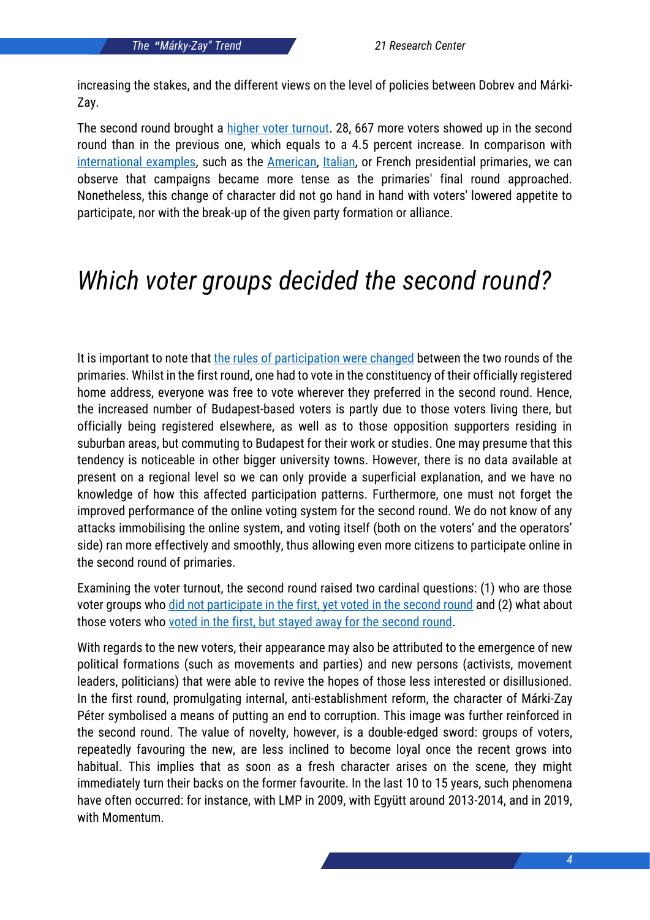increasing the stakes, and the different views on the level of policies between Dobrev and Márki-Zay.

The second round brought a higher voter turnout. 28, 667 more voters showed up in the second round than in the previous one, which equals to a 4.5 percent increase. In comparison with international examples, such as the American, Italian, or French presidential primaries, we can observe that campaigns became more tense as the primaries' final round approached. Nonetheless, this change of character did not go hand in hand with voters' lowered appetite to participate, nor with the break-up of the given party formation or alliance.

# *Which voter groups decided the second round?*

It is important to note that the rules of participation were changed between the two rounds of the primaries. Whilst in the first round, one had to vote in the constituency of their officially registered home address, everyone was free to vote wherever they preferred in the second round. Hence, the increased number of Budapest-based voters is partly due to those voters living there, but officially being registered elsewhere, as well as to those opposition supporters residing in suburban areas, but commuting to Budapest for their work or studies. One may presume that this tendency is noticeable in other bigger university towns. However, there is no data available at present on a regional level so we can only provide a superficial explanation, and we have no knowledge of how this affected participation patterns. Furthermore, one must not forget the improved performance of the online voting system for the second round. We do not know of any attacks immobilising the online system, and voting itself (both on the voters' and the operators' side) ran more effectively and smoothly, thus allowing even more citizens to participate online in the second round of primaries.

Examining the voter turnout, the second round raised two cardinal questions: (1) who are those voter groups who did not participate in the first, yet voted in the second round and (2) what about those voters who voted in the first, but stayed away for the second round.

With regards to the new voters, their appearance may also be attributed to the emergence of new political formations (such as movements and parties) and new persons (activists, movement leaders, politicians) that were able to revive the hopes of those less interested or disillusioned. In the first round, promulgating internal, anti-establishment reform, the character of Márki-Zay Péter symbolised a means of putting an end to corruption. This image was further reinforced in the second round. The value of novelty, however, is a double-edged sword: groups of voters, repeatedly favouring the new, are less inclined to become loyal once the recent grows into habitual. This implies that as soon as a fresh character arises on the scene, they might immediately turn their backs on the former favourite. In the last 10 to 15 years, such phenomena have often occurred: for instance, with LMP in 2009, with Együtt around 2013-2014, and in 2019, with Momentum.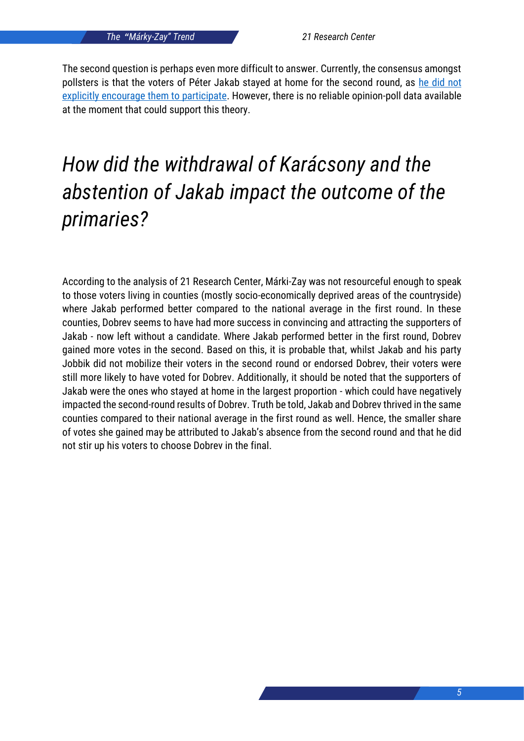The second question is perhaps even more difficult to answer. Currently, the consensus amongst pollsters is that the voters of Péter Jakab stayed at home for the second round, as [he did not explicitly encourage them to participate](). However, there is no reliable opinion-poll data available at the moment that could support this theory.

# *How did the withdrawal of Karácsony and the abstention of Jakab impact the outcome of the primaries?*

According to the analysis of 21 Research Center, Márki-Zay was not resourceful enough to speak to those voters living in counties (mostly socio-economically deprived areas of the countryside) where Jakab performed better compared to the national average in the first round. In these counties, Dobrev seems to have had more success in convincing and attracting the supporters of Jakab - now left without a candidate. Where Jakab performed better in the first round, Dobrev gained more votes in the second. Based on this, it is probable that, whilst Jakab and his party Jobbik did not mobilize their voters in the second round or endorsed Dobrev, their voters were still more likely to have voted for Dobrev. Additionally, it should be noted that the supporters of Jakab were the ones who stayed at home in the largest proportion - which could have negatively impacted the second-round results of Dobrev. Truth be told, Jakab and Dobrev thrived in the same counties compared to their national average in the first round as well. Hence, the smaller share of votes she gained may be attributed to Jakab's absence from the second round and that he did not stir up his voters to choose Dobrev in the final.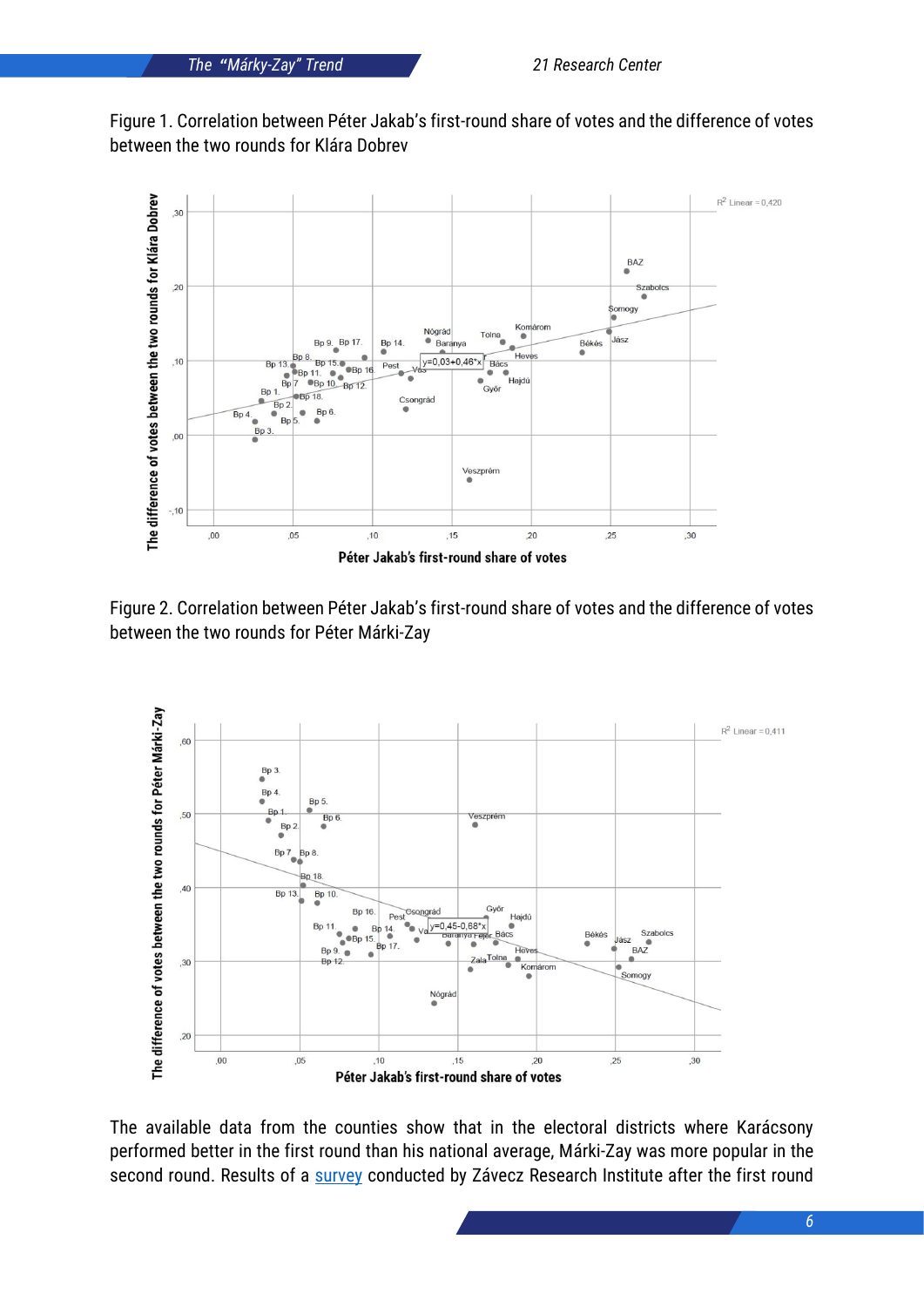Figure 1. Correlation between Péter Jakab's first-round share of votes and the difference of votes between the two rounds for Klára Dobrev

Figure 2. Correlation between Péter Jakab's first-round share of votes and the difference of votes between the two rounds for Péter Márki-Zay

The available data from the counties show that in the electoral districts where Karácsony performed better in the first round than his national average, Márki-Zay was more popular in the second round. Results of a [survey](#) conducted by Závecz Research Institute after the first round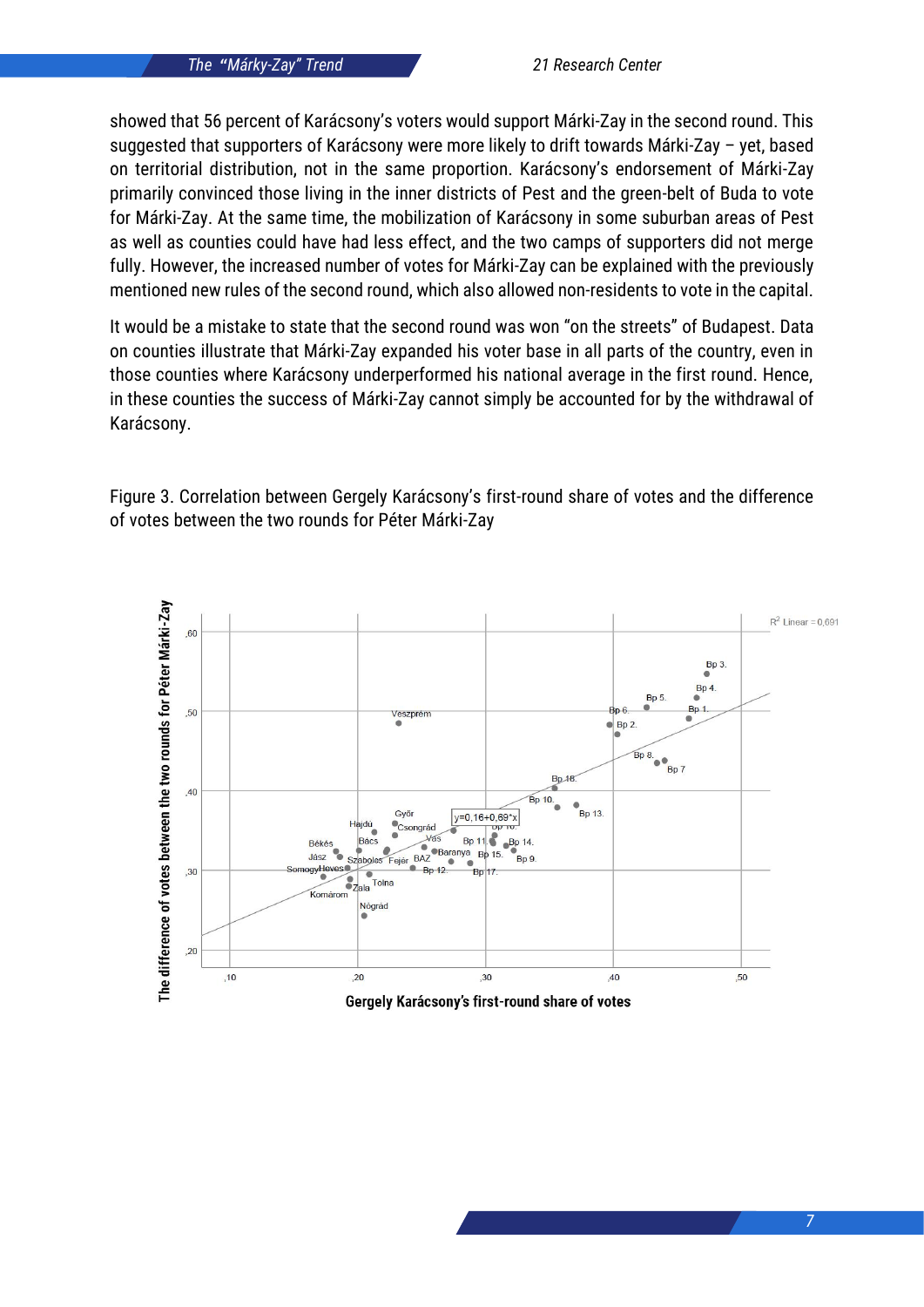showed that 56 percent of Karácsony's voters would support Márki-Zay in the second round. This suggested that supporters of Karácsony were more likely to drift towards Márki-Zay – yet, based on territorial distribution, not in the same proportion. Karácsony's endorsement of Márki-Zay primarily convinced those living in the inner districts of Pest and the green-belt of Buda to vote for Márki-Zay. At the same time, the mobilization of Karácsony in some suburban areas of Pest as well as counties could have had less effect, and the two camps of supporters did not merge fully. However, the increased number of votes for Márki-Zay can be explained with the previously mentioned new rules of the second round, which also allowed non-residents to vote in the capital.

It would be a mistake to state that the second round was won "on the streets" of Budapest. Data on counties illustrate that Márki-Zay expanded his voter base in all parts of the country, even in those counties where Karácsony underperformed his national average in the first round. Hence, in these counties the success of Márki-Zay cannot simply be accounted for by the withdrawal of Karácsony.

Figure 3. Correlation between Gergely Karácsony's first-round share of votes and the difference of votes between the two rounds for Péter Márki-Zay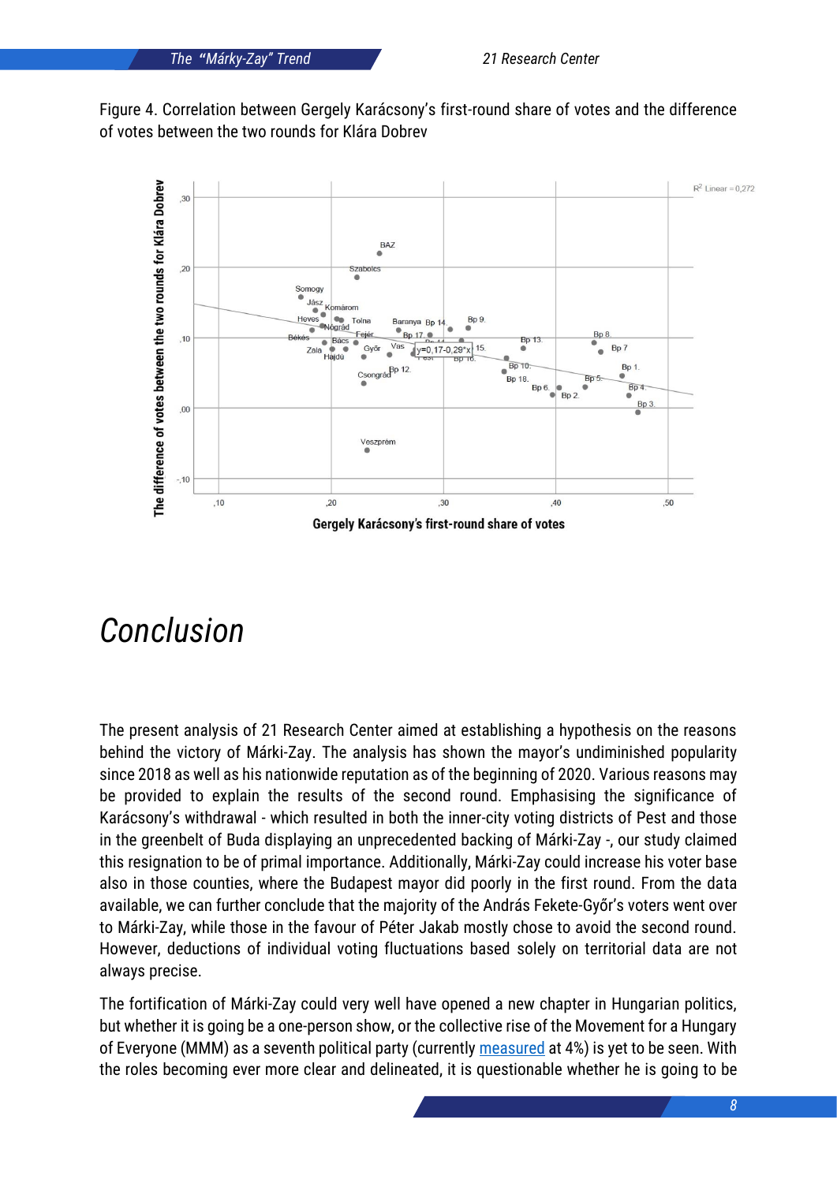Figure 4. Correlation between Gergely Karácsony's first-round share of votes and the difference of votes between the two rounds for Klára Dobrev

# Conclusion

The present analysis of 21 Research Center aimed at establishing a hypothesis on the reasons behind the victory of Márki-Zay. The analysis has shown the mayor's undiminished popularity since 2018 as well as his nationwide reputation as of the beginning of 2020. Various reasons may be provided to explain the results of the second round. Emphasising the significance of Karácsony's withdrawal - which resulted in both the inner-city voting districts of Pest and those in the greenbelt of Buda displaying an unprecedented backing of Márki-Zay -, our study claimed this resignation to be of primal importance. Additionally, Márki-Zay could increase his voter base also in those counties, where the Budapest mayor did poorly in the first round. From the data available, we can further conclude that the majority of the András Fekete-Győr's voters went over to Márki-Zay, while those in the favour of Péter Jakab mostly chose to avoid the second round. However, deductions of individual voting fluctuations based solely on territorial data are not always precise.

The fortification of Márki-Zay could very well have opened a new chapter in Hungarian politics, but whether it is going be a one-person show, or the collective rise of the Movement for a Hungary of Everyone (MMM) as a seventh political party (currently measured at 4%) is yet to be seen. With the roles becoming ever more clear and delineated, it is questionable whether he is going to be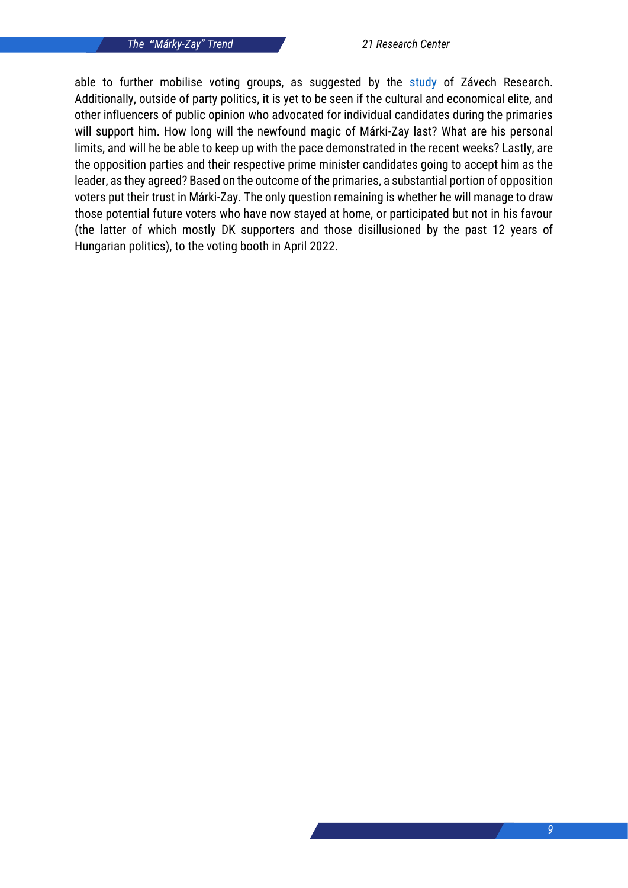able to further mobilise voting groups, as suggested by the study of Závech Research. Additionally, outside of party politics, it is yet to be seen if the cultural and economical elite, and other influencers of public opinion who advocated for individual candidates during the primaries will support him. How long will the newfound magic of Márki-Zay last? What are his personal limits, and will he be able to keep up with the pace demonstrated in the recent weeks? Lastly, are the opposition parties and their respective prime minister candidates going to accept him as the leader, as they agreed? Based on the outcome of the primaries, a substantial portion of opposition voters put their trust in Márki-Zay. The only question remaining is whether he will manage to draw those potential future voters who have now stayed at home, or participated but not in his favour (the latter of which mostly DK supporters and those disillusioned by the past 12 years of Hungarian politics), to the voting booth in April 2022.